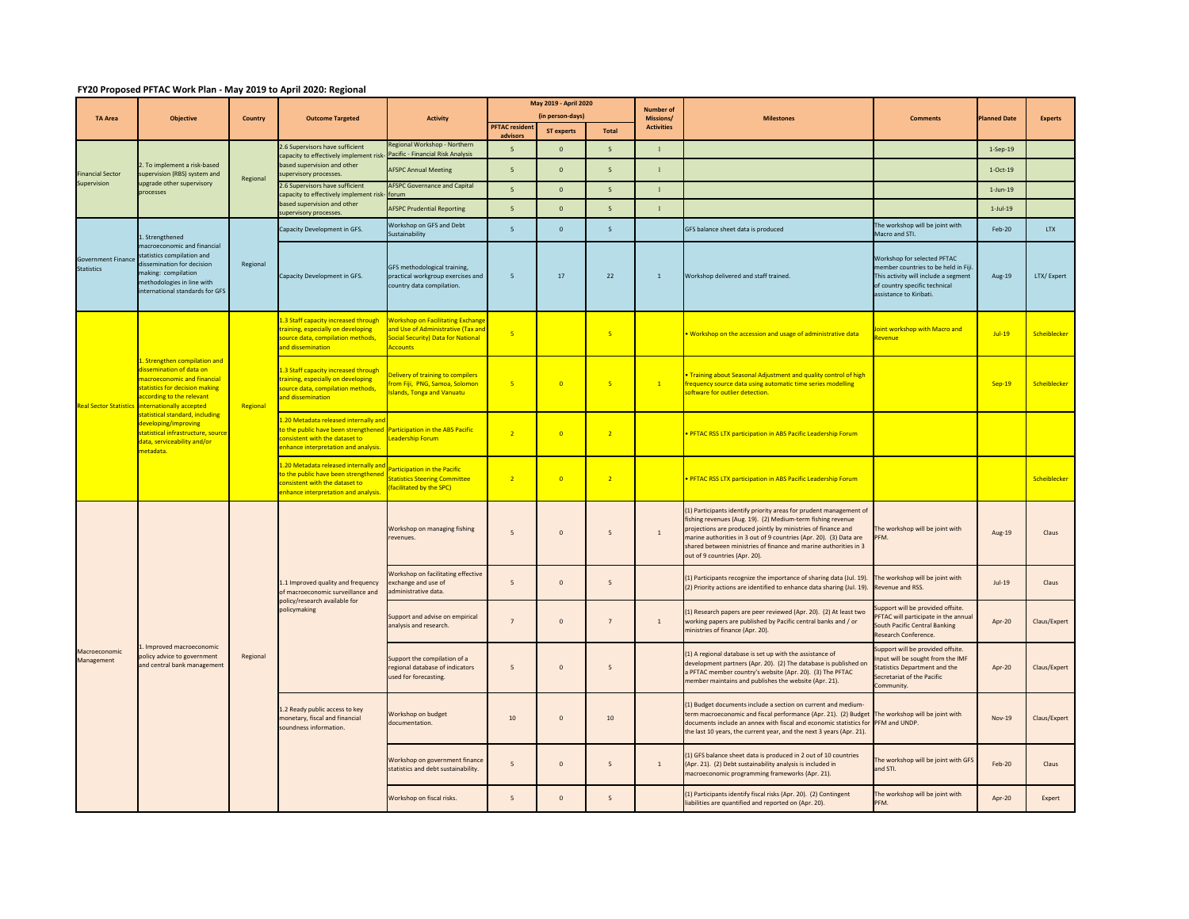## FY20 Proposed PFTAC Work Plan - May 2019 to April 2020: Regional

| TA Area | Objective | Country | Outcome Targeted | Activity | May 2019 - April 2020 (in person-days) | | | Number of Missions/ Activities | Milestones | Comments | Planned Date | Experts |
|---|---|---|---|---|---|---|---|---|---|---|---|---|
| | | | | | PFTAC resident advisors | ST experts | Total | | | | | |
| Financial Sector Supervision | 2. To implement a risk-based supervision (RBS) system and upgrade other supervisory processes | Regional | 2.6 Supervisors have sufficient capacity to effectively implement risk-based supervision and other supervisory processes. | Regional Workshop - Northern Pacific - Financial Risk Analysis | 5 | 0 | 5 | 1 | | | 1-Sep-19 | |
| | | | | AFSPC Annual Meeting | 5 | 0 | 5 | 1 | | | 1-Oct-19 | |
| | | | 2.6 Supervisors have sufficient capacity to effectively implement risk-based supervision and other supervisory processes. | AFSPC Governance and Capital forum | 5 | 0 | 5 | 1 | | | 1-Jun-19 | |
| | | | | AFSPC Prudential Reporting | 5 | 0 | 5 | 1 | | | 1-Jul-19 | |
| Government Finance Statistics | 1. Strengthened macroeconomic and financial statistics compilation and dissemination for decision making: compilation methodologies in line with international standards for GFS | Regional | Capacity Development in GFS. | Workshop on GFS and Debt Sustainability | 5 | 0 | 5 | | GFS balance sheet data is produced | The workshop will be joint with Macro and STI. | Feb-20 | LTX |
| | | | Capacity Development in GFS. | GFS methodological training, practical workgroup exercises and country data compilation. | 5 | 17 | 22 | 1 | Workshop delivered and staff trained. | Workshop for selected PFTAC member countries to be held in Fiji. This activity will include a segment of country specific technical assistance to Kiribati. | Aug-19 | LTX/ Expert |
| Real Sector Statistics | 1. Strengthen compilation and dissemination of data on macroeconomic and financial statistics for decision making according to the relevant internationally accepted statistical standard, including developing/improving statistical infrastructure, source data, serviceability and/or metadata. | Regional | 1.3 Staff capacity increased through training, especially on developing source data, compilation methods, and dissemination | Workshop on Facilitating Exchange and Use of Administrative (Tax and Social Security) Data for National Accounts | 5 | | 5 | | • Workshop on the accession and usage of administrative data | Joint workshop with Macro and Revenue | Jul-19 | Scheiblecker |
| | | | 1.3 Staff capacity increased through training, especially on developing source data, compilation methods, and dissemination | Delivery of training to compilers from Fiji, PNG, Samoa, Solomon Islands, Tonga and Vanuatu | 5 | 0 | 5 | 1 | • Training about Seasonal Adjustment and quality control of high frequency source data using automatic time series modelling software for outlier detection. | | Sep-19 | Scheiblecker |
| | | | 1.20 Metadata released internally and to the public have been strengthened consistent with the dataset to enhance interpretation and analysis. | Participation in the ABS Pacific Leadership Forum | 2 | 0 | 2 | | • PFTAC RSS LTX participation in ABS Pacific Leadership Forum | | | |
| | | | 1.20 Metadata released internally and to the public have been strengthened consistent with the dataset to enhance interpretation and analysis. | Participation in the Pacific Statistics Steering Committee (facilitated by the SPC) | 2 | 0 | 2 | | • PFTAC RSS LTX participation in ABS Pacific Leadership Forum | | | Scheiblecker |
| Macroeconomic Management | 1. Improved macroeconomic policy advice to government and central bank management | Regional | 1.1 Improved quality and frequency of macroeconomic surveillance and policy/research available for policymaking | Workshop on managing fishing revenues. | 5 | 0 | 5 | 1 | (1) Participants identify priority areas for prudent management of fishing revenues (Aug. 19). (2) Medium-term fishing revenue projections are produced jointly by ministries of finance and marine authorities in 3 out of 9 countries (Apr. 20). (3) Data are shared between ministries of finance and marine authorities in 3 out of 9 countries (Apr. 20). | The workshop will be joint with PFM. | Aug-19 | Claus |
| | | | | Workshop on facilitating effective exchange and use of administrative data. | 5 | 0 | 5 | | (1) Participants recognize the importance of sharing data (Jul. 19). (2) Priority actions are identified to enhance data sharing (Jul. 19). | The workshop will be joint with Revenue and RSS. | Jul-19 | Claus |
| | | | | Support and advise on empirical analysis and research. | 7 | 0 | 7 | 1 | (1) Research papers are peer reviewed (Apr. 20). (2) At least two working papers are published by Pacific central banks and / or ministries of finance (Apr. 20). | Support will be provided offsite. PFTAC will participate in the annual South Pacific Central Banking Research Conference. | Apr-20 | Claus/Expert |
| | | | | Support the compilation of a regional database of indicators used for forecasting. | 5 | 0 | 5 | | (1) A regional database is set up with the assistance of development partners (Apr. 20). (2) The database is published on a PFTAC member country's website (Apr. 20). (3) The PFTAC member maintains and publishes the website (Apr. 21). | Support will be provided offsite. Input will be sought from the IMF Statistics Department and the Secretariat of the Pacific Community. | Apr-20 | Claus/Expert |
| | | | 1.2 Ready public access to key monetary, fiscal and financial soundness information. | Workshop on budget documentation. | 10 | 0 | 10 | | (1) Budget documents include a section on current and medium-term macroeconomic and fiscal performance (Apr. 21). (2) Budget documents include an annex with fiscal and economic statistics for the last 10 years, the current year, and the next 3 years (Apr. 21). | The workshop will be joint with PFM and UNDP. | Nov-19 | Claus/Expert |
| | | | | Workshop on government finance statistics and debt sustainability. | 5 | 0 | 5 | 1 | (1) GFS balance sheet data is produced in 2 out of 10 countries (Apr. 21). (2) Debt sustainability analysis is included in macroeconomic programming frameworks (Apr. 21). | The workshop will be joint with GFS and STI. | Feb-20 | Claus |
| | | | | Workshop on fiscal risks. | 5 | 0 | 5 | | (1) Participants identify fiscal risks (Apr. 20). (2) Contingent liabilities are quantified and reported on (Apr. 20). | The workshop will be joint with PFM. | Apr-20 | Expert |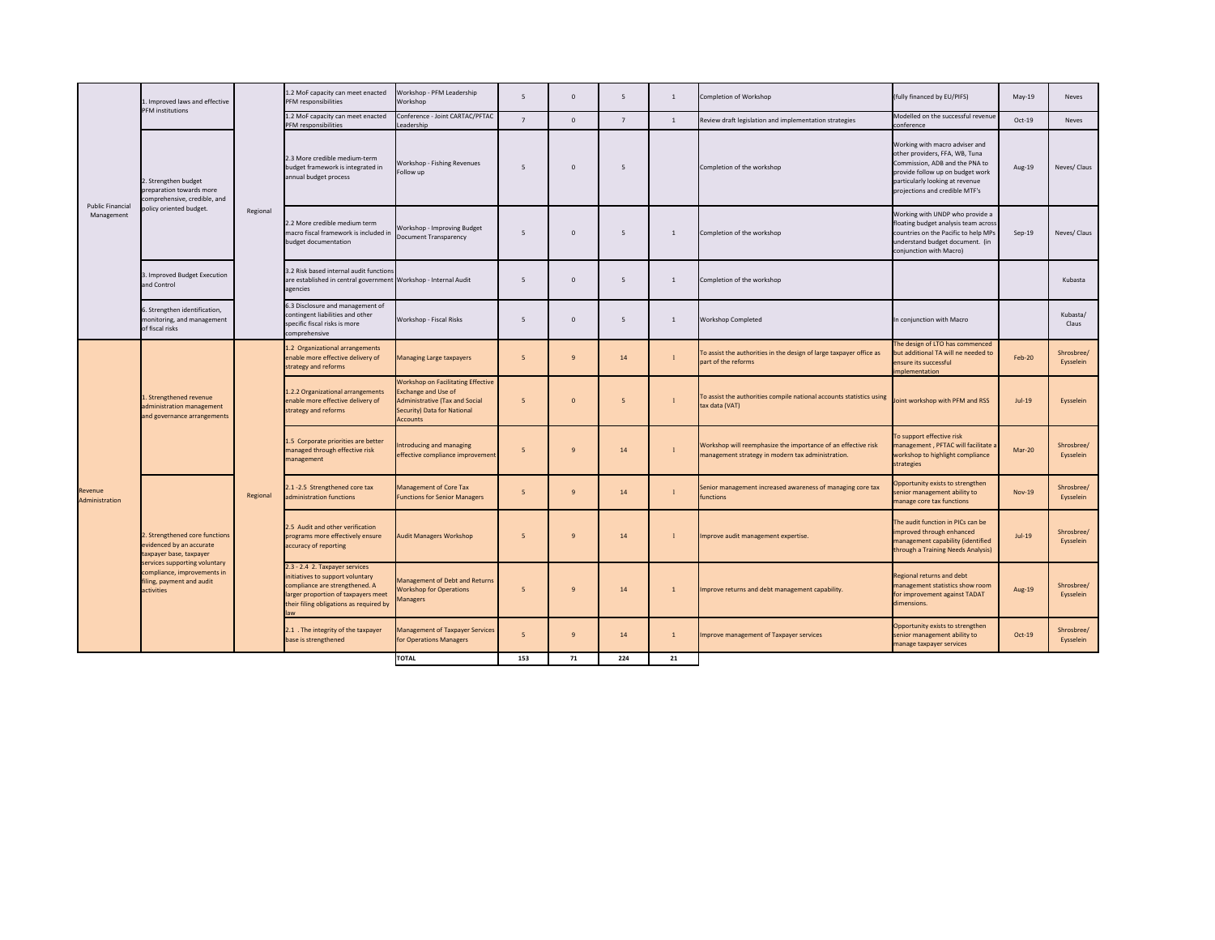| | | | | | | | | | | | | |
|---|---|---|---|---|---|---|---|---|---|---|---|---|
| Public Financial Management | 1. Improved laws and effective PFM institutions | Regional | 1.2 MoF capacity can meet enacted PFM responsibilities | Workshop - PFM Leadership Workshop | 5 | 0 | 5 | 1 | Completion of Workshop | (fully financed by EU/PIFS) | May-19 | Neves |
| | | | 1.2 MoF capacity can meet enacted PFM responsibilities | Conference - Joint CARTAC/PFTAC Leadership | 7 | 0 | 7 | 1 | Review draft legislation and implementation strategies | Modelled on the successful revenue conference | Oct-19 | Neves |
| | 2. Strengthen budget preparation towards more comprehensive, credible, and policy oriented budget. | | 2.3 More credible medium-term budget framework is integrated in annual budget process | Workshop - Fishing Revenues Follow up | 5 | 0 | 5 | | Completion of the workshop | Working with macro adviser and other providers, FFA, WB, Tuna Commission, ADB and the PNA to provide follow up on budget work particularly looking at revenue projections and credible MTF's | Aug-19 | Neves/ Claus |
| | | | 2.2 More credible medium term macro fiscal framework is included in budget documentation | Workshop - Improving Budget Document Transparency | 5 | 0 | 5 | 1 | Completion of the workshop | Working with UNDP who provide a floating budget analysis team across countries on the Pacific to help MPs understand budget document. (in conjunction with Macro) | Sep-19 | Neves/ Claus |
| | 3. Improved Budget Execution and Control | | 3.2 Risk based internal audit functions are established in central government agencies | Workshop - Internal Audit | 5 | 0 | 5 | 1 | Completion of the workshop | | | Kubasta |
| | 6. Strengthen identification, monitoring, and management of fiscal risks | | 6.3 Disclosure and management of contingent liabilities and other specific fiscal risks is more comprehensive | Workshop - Fiscal Risks | 5 | 0 | 5 | 1 | Workshop Completed | In conjunction with Macro | | Kubasta/ Claus |
| Revenue Administration | 1. Strengthened revenue administration management and governance arrangements | Regional | 1.2 Organizational arrangements enable more effective delivery of strategy and reforms | Managing Large taxpayers | 5 | 9 | 14 | 1 | To assist the authorities in the design of large taxpayer office as part of the reforms | The design of LTO has commenced but additional TA will ne needed to ensure its successful implementation | Feb-20 | Shrosbree/ Eysselein |
| | | | 1.2.2 Organizational arrangements enable more effective delivery of strategy and reforms | Workshop on Facilitating Effective Exchange and Use of Administrative (Tax and Social Security) Data for National Accounts | 5 | 0 | 5 | 1 | To assist the authorities compile national accounts statistics using tax data (VAT) | Joint workshop with PFM and RSS | Jul-19 | Eysselein |
| | | | 1.5 Corporate priorities are better managed through effective risk management | Introducing and managing effective compliance improvement | 5 | 9 | 14 | 1 | Workshop will reemphasize the importance of an effective risk management strategy in modern tax administration. | To support effective risk management , PFTAC will facilitate a workshop to highlight compliance strategies | Mar-20 | Shrosbree/ Eysselein |
| | 2. Strengthened core functions evidenced by an accurate taxpayer base, taxpayer services supporting voluntary compliance, improvements in filing, payment and audit activities | | 2.1 -2.5 Strengthened core tax administration functions | Management of Core Tax Functions for Senior Managers | 5 | 9 | 14 | 1 | Senior management increased awareness of managing core tax functions | Opportunity exists to strengthen senior management ability to manage core tax functions | Nov-19 | Shrosbree/ Eysselein |
| | | | 2.5 Audit and other verification programs more effectively ensure accuracy of reporting | Audit Managers Workshop | 5 | 9 | 14 | 1 | Improve audit management expertise. | The audit function in PICs can be improved through enhanced management capability (identified through a Training Needs Analysis) | Jul-19 | Shrosbree/ Eysselein |
| | | | 2.3 - 2.4 2. Taxpayer services initiatives to support voluntary compliance are strengthened. A larger proportion of taxpayers meet their filing obligations as required by law | Management of Debt and Returns Workshop for Operations Managers | 5 | 9 | 14 | 1 | Improve returns and debt management capability. | Regional returns and debt management statistics show room for improvement against TADAT dimensions. | Aug-19 | Shrosbree/ Eysselein |
| | | | 2.1 . The integrity of the taxpayer base is strengthened | Management of Taxpayer Services for Operations Managers | 5 | 9 | 14 | 1 | Improve management of Taxpayer services | Opportunity exists to strengthen senior management ability to manage taxpayer services | Oct-19 | Shrosbree/ Eysselein |
| | | | | **TOTAL** | **153** | **71** | **224** | **21** | | | | |